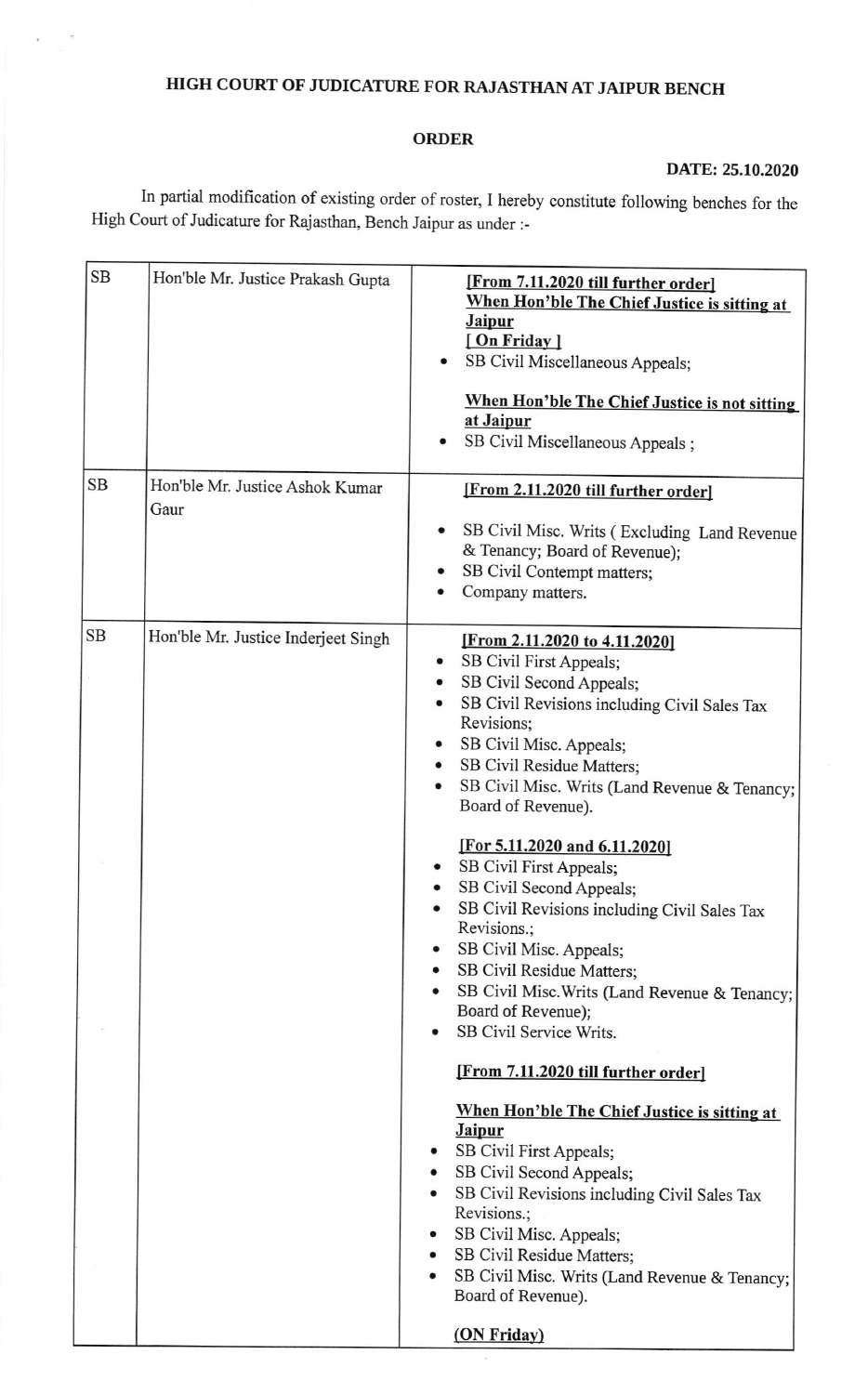# HIGH COURT OF JUDICATURE FOR RAJASTHAN AT JAIPUR BENCH

## ORDER

**DATE: 25.10.2020**

In partial modification of existing order of roster, I hereby constitute following benches for the High Court of Judicature for Rajasthan, Bench Jaipur as under :-

| | | |
|---|---|---|
| SB | Hon'ble Mr. Justice Prakash Gupta | **[From 7.11.2020 till further order]**<br>**When Hon'ble The Chief Justice is sitting at Jaipur**<br>**[ On Friday ]**<br>• SB Civil Miscellaneous Appeals;<br><br>**When Hon'ble The Chief Justice is not sitting at Jaipur**<br>• SB Civil Miscellaneous Appeals ; |
| SB | Hon'ble Mr. Justice Ashok Kumar Gaur | **[From 2.11.2020 till further order]**<br>• SB Civil Misc. Writs ( Excluding Land Revenue & Tenancy; Board of Revenue);<br>• SB Civil Contempt matters;<br>• Company matters. |
| SB | Hon'ble Mr. Justice Inderjeet Singh | **[From 2.11.2020 to 4.11.2020]**<br>• SB Civil First Appeals;<br>• SB Civil Second Appeals;<br>• SB Civil Revisions including Civil Sales Tax Revisions;<br>• SB Civil Misc. Appeals;<br>• SB Civil Residue Matters;<br>• SB Civil Misc. Writs (Land Revenue & Tenancy; Board of Revenue).<br><br>**[For 5.11.2020 and 6.11.2020]**<br>• SB Civil First Appeals;<br>• SB Civil Second Appeals;<br>• SB Civil Revisions including Civil Sales Tax Revisions.;<br>• SB Civil Misc. Appeals;<br>• SB Civil Residue Matters;<br>• SB Civil Misc.Writs (Land Revenue & Tenancy; Board of Revenue);<br>• SB Civil Service Writs.<br><br>**[From 7.11.2020 till further order]**<br><br>**When Hon'ble The Chief Justice is sitting at Jaipur**<br>• SB Civil First Appeals;<br>• SB Civil Second Appeals;<br>• SB Civil Revisions including Civil Sales Tax Revisions.;<br>• SB Civil Misc. Appeals;<br>• SB Civil Residue Matters;<br>• SB Civil Misc. Writs (Land Revenue & Tenancy; Board of Revenue).<br><br>**(ON Friday)** |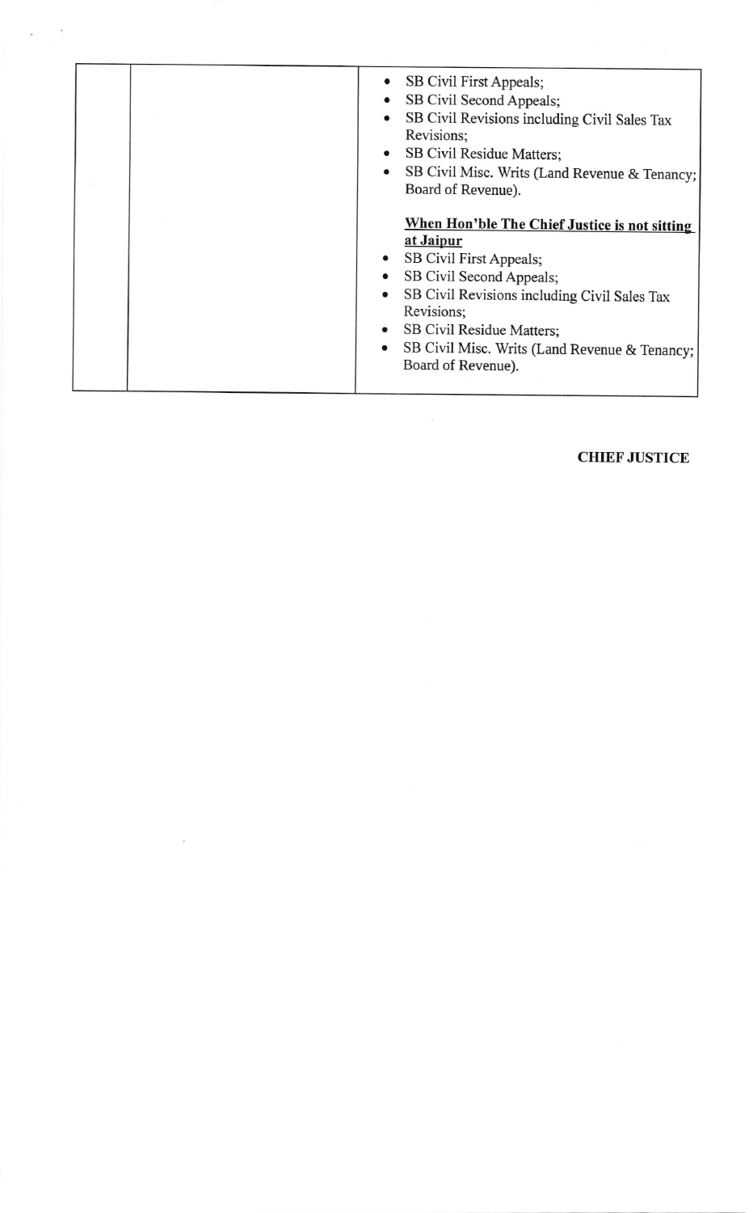| | | |
|---|---|---|
| | | • SB Civil First Appeals;<br>• SB Civil Second Appeals;<br>• SB Civil Revisions including Civil Sales Tax Revisions;<br>• SB Civil Residue Matters;<br>• SB Civil Misc. Writs (Land Revenue & Tenancy; Board of Revenue).<br><br>**<u>When Hon'ble The Chief Justice is not sitting at Jaipur</u>**<br>• SB Civil First Appeals;<br>• SB Civil Second Appeals;<br>• SB Civil Revisions including Civil Sales Tax Revisions;<br>• SB Civil Residue Matters;<br>• SB Civil Misc. Writs (Land Revenue & Tenancy; Board of Revenue). |

**CHIEF JUSTICE**